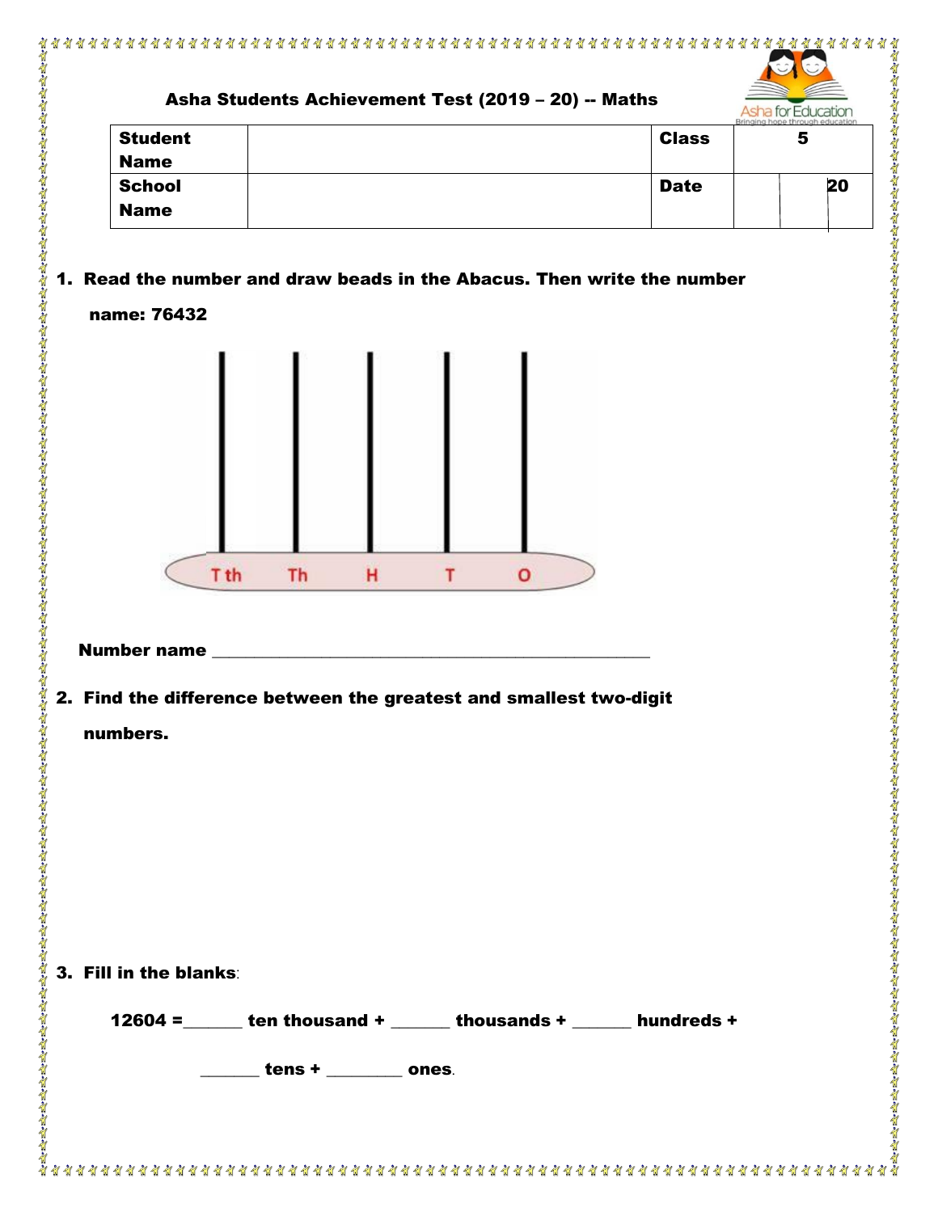## Asha Students Achievement Test (2019 – 20) -- Maths

| Student Name | | Class | 5 |
|---|---|---|---|
| School Name | | Date | 20 |

1. **Read the number and draw beads in the Abacus. Then write the number name: 76432**

T th &nbsp;&nbsp; Th &nbsp;&nbsp; H &nbsp;&nbsp; T &nbsp;&nbsp; O

**Number name** ______________________________________________

2. **Find the difference between the greatest and smallest two-digit numbers.**

3. **Fill in the blanks**:

**12604 =**______ **ten thousand +** ______ **thousands +** ______ **hundreds +** ______ **tens +** ________ **ones**.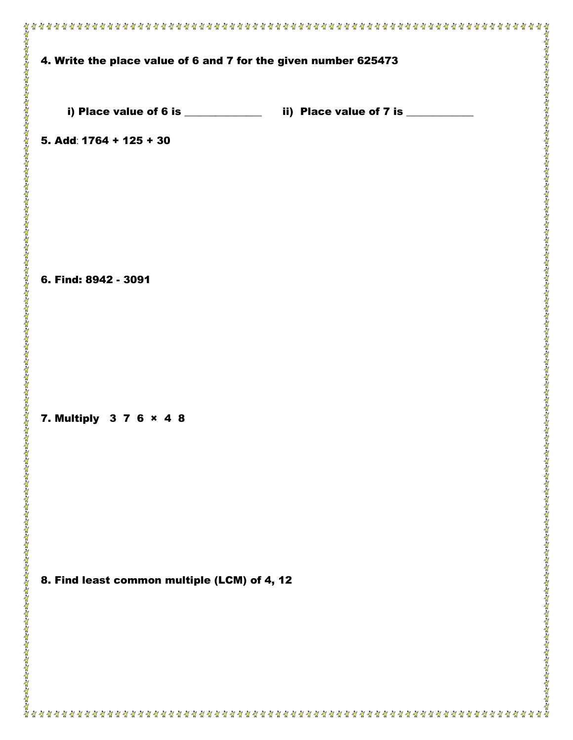**4. Write the place value of 6 and 7 for the given number 625473**

**i) Place value of 6 is ______________ ii) Place value of 7 is ____________**

**5. Add: 1764 + 125 + 30**

**6. Find: 8942 - 3091**

**7. Multiply 3 7 6 × 4 8**

**8. Find least common multiple (LCM) of 4, 12**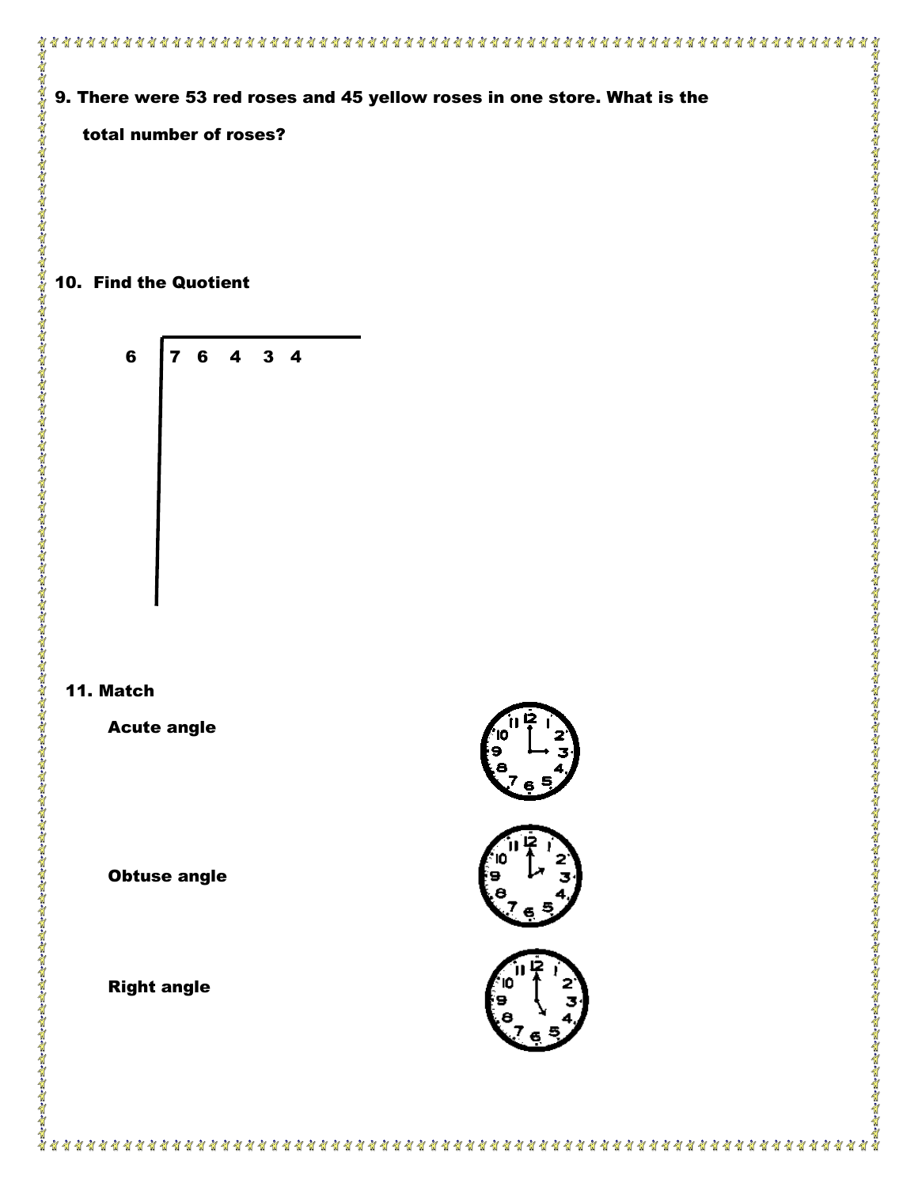9. There were 53 red roses and 45 yellow roses in one store. What is the total number of roses?

10. Find the Quotient

6 | 7 6 4 3 4

11. Match

Acute angle

Obtuse angle

Right angle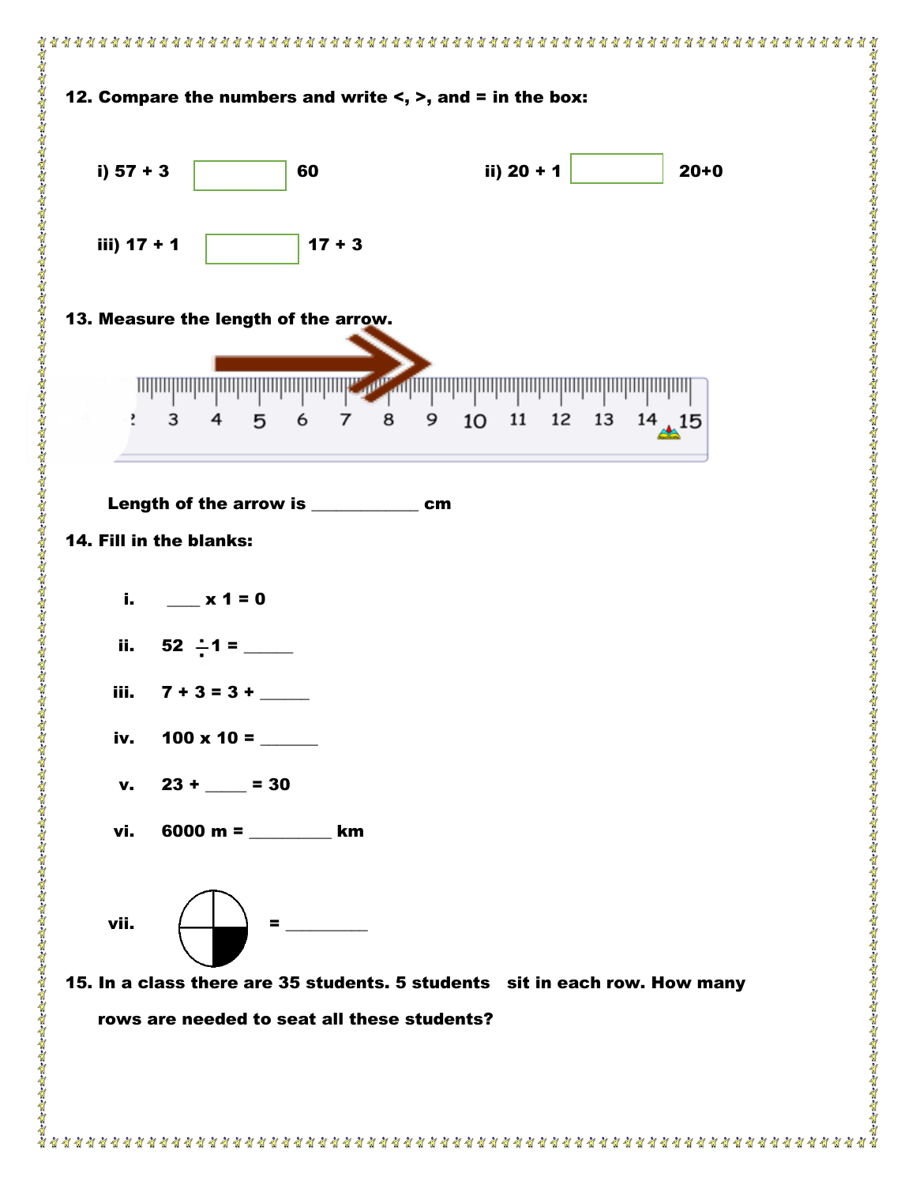**12. Compare the numbers and write <, >, and = in the box:**

i) 57 + 3 ☐ 60

ii) 20 + 1 ☐ 20+0

iii) 17 + 1 ☐ 17 + 3

**13. Measure the length of the arrow.**

2 3 4 5 6 7 8 9 10 11 12 13 14 15

Length of the arrow is ___________ cm

**14. Fill in the blanks:**

i. ____ x 1 = 0

ii. 52 ÷ 1 = ______

iii. 7 + 3 = 3 + ______

iv. 100 x 10 = ______

v. 23 + _____ = 30

vi. 6000 m = _________ km

vii. = _________

**15. In a class there are 35 students. 5 students sit in each row. How many rows are needed to seat all these students?**